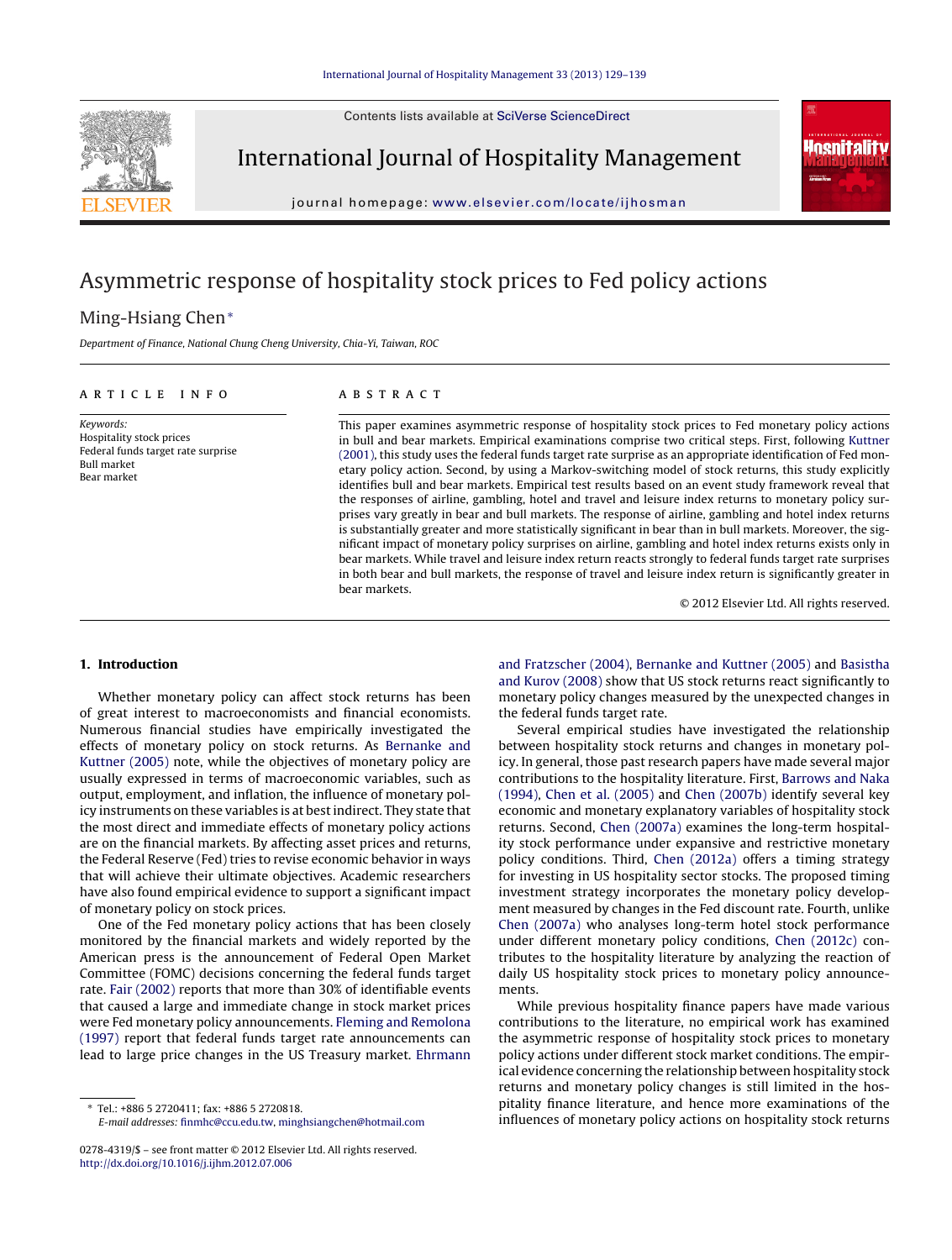Contents lists available at SciVerse ScienceDirect

# International Journal of Hospitality Management

journal homepage: www.elsevier.com/locate/ijhosman

# Asymmetric response of hospitality stock prices to Fed policy actions

Ming-Hsiang Chen*

*Department of Finance, National Chung Cheng University, Chia-Yi, Taiwan, ROC*

## ARTICLE INFO

*Keywords:*
Hospitality stock prices
Federal funds target rate surprise
Bull market
Bear market

## ABSTRACT

This paper examines asymmetric response of hospitality stock prices to Fed monetary policy actions in bull and bear markets. Empirical examinations comprise two critical steps. First, following Kuttner (2001), this study uses the federal funds target rate surprise as an appropriate identification of Fed monetary policy action. Second, by using a Markov-switching model of stock returns, this study explicitly identifies bull and bear markets. Empirical test results based on an event study framework reveal that the responses of airline, gambling, hotel and travel and leisure index returns to monetary policy surprises vary greatly in bear and bull markets. The response of airline, gambling and hotel index returns is substantially greater and more statistically significant in bear than in bull markets. Moreover, the significant impact of monetary policy surprises on airline, gambling and hotel index returns exists only in bear markets. While travel and leisure index return reacts strongly to federal funds target rate surprises in both bear and bull markets, the response of travel and leisure index return is significantly greater in bear markets.

© 2012 Elsevier Ltd. All rights reserved.

## 1. Introduction

Whether monetary policy can affect stock returns has been of great interest to macroeconomists and financial economists. Numerous financial studies have empirically investigated the effects of monetary policy on stock returns. As Bernanke and Kuttner (2005) note, while the objectives of monetary policy are usually expressed in terms of macroeconomic variables, such as output, employment, and inflation, the influence of monetary policy instruments on these variables is at best indirect. They state that the most direct and immediate effects of monetary policy actions are on the financial markets. By affecting asset prices and returns, the Federal Reserve (Fed) tries to revise economic behavior in ways that will achieve their ultimate objectives. Academic researchers have also found empirical evidence to support a significant impact of monetary policy on stock prices.

One of the Fed monetary policy actions that has been closely monitored by the financial markets and widely reported by the American press is the announcement of Federal Open Market Committee (FOMC) decisions concerning the federal funds target rate. Fair (2002) reports that more than 30% of identifiable events that caused a large and immediate change in stock market prices were Fed monetary policy announcements. Fleming and Remolona (1997) report that federal funds target rate announcements can lead to large price changes in the US Treasury market. Ehrmann and Fratzscher (2004), Bernanke and Kuttner (2005) and Basistha and Kurov (2008) show that US stock returns react significantly to monetary policy changes measured by the unexpected changes in the federal funds target rate.

Several empirical studies have investigated the relationship between hospitality stock returns and changes in monetary policy. In general, those past research papers have made several major contributions to the hospitality literature. First, Barrows and Naka (1994), Chen et al. (2005) and Chen (2007b) identify several key economic and monetary explanatory variables of hospitality stock returns. Second, Chen (2007a) examines the long-term hospitality stock performance under expansive and restrictive monetary policy conditions. Third, Chen (2012a) offers a timing strategy for investing in US hospitality sector stocks. The proposed timing investment strategy incorporates the monetary policy development measured by changes in the Fed discount rate. Fourth, unlike Chen (2007a) who analyses long-term hotel stock performance under different monetary policy conditions, Chen (2012c) contributes to the hospitality literature by analyzing the reaction of daily US hospitality stock prices to monetary policy announcements.

While previous hospitality finance papers have made various contributions to the literature, no empirical work has examined the asymmetric response of hospitality stock prices to monetary policy actions under different stock market conditions. The empirical evidence concerning the relationship between hospitality stock returns and monetary policy changes is still limited in the hospitality finance literature, and hence more examinations of the influences of monetary policy actions on hospitality stock returns

---

* Tel.: +886 5 2720411; fax: +886 5 2720818.
*E-mail addresses:* finmhc@ccu.edu.tw, minghsiangchen@hotmail.com

0278-4319/$ – see front matter © 2012 Elsevier Ltd. All rights reserved.
http://dx.doi.org/10.1016/j.ijhm.2012.07.006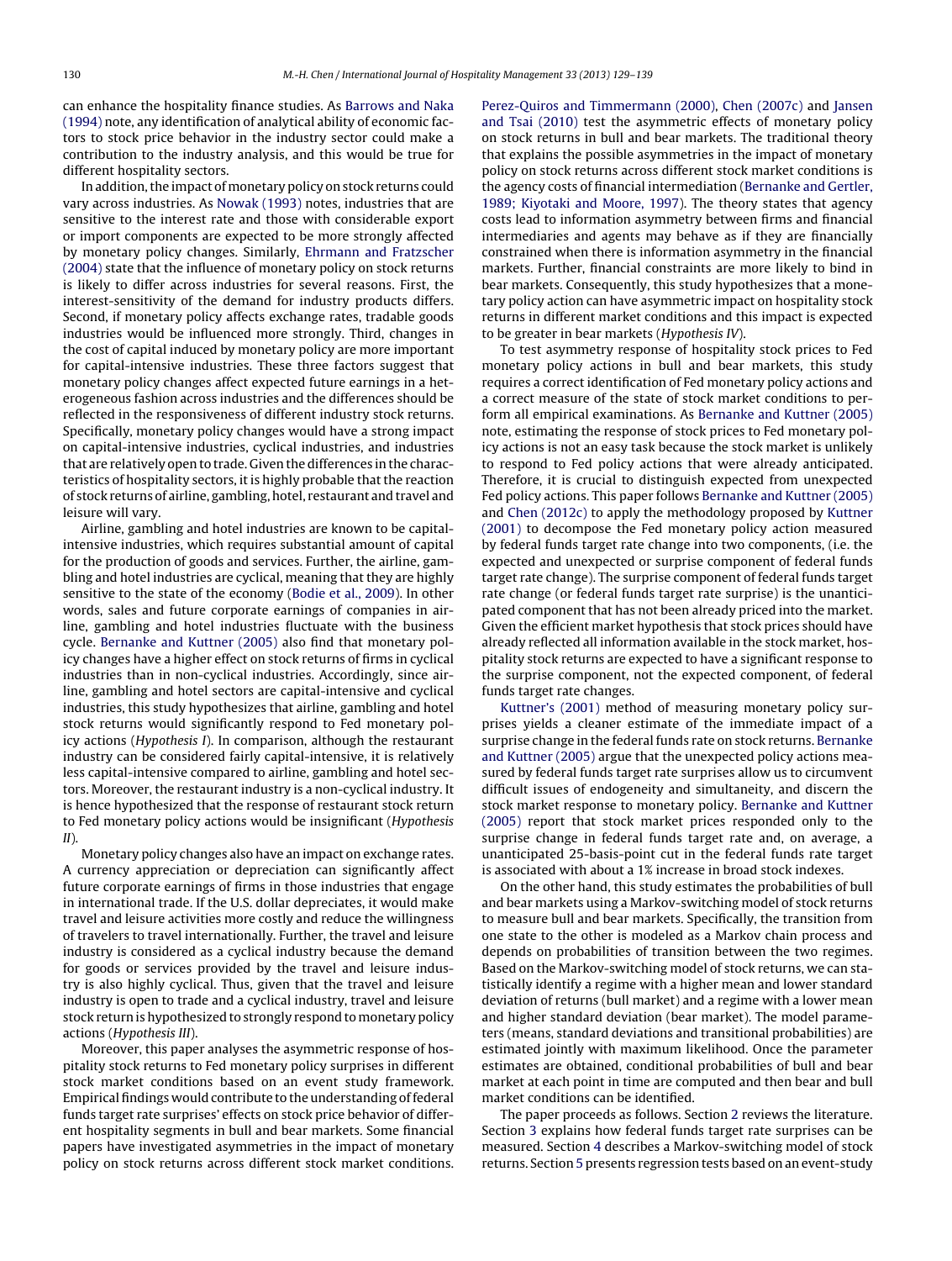can enhance the hospitality finance studies. As Barrows and Naka (1994) note, any identification of analytical ability of economic factors to stock price behavior in the industry sector could make a contribution to the industry analysis, and this would be true for different hospitality sectors.

In addition, the impact of monetary policy on stock returns could vary across industries. As Nowak (1993) notes, industries that are sensitive to the interest rate and those with considerable export or import components are expected to be more strongly affected by monetary policy changes. Similarly, Ehrmann and Fratzscher (2004) state that the influence of monetary policy on stock returns is likely to differ across industries for several reasons. First, the interest-sensitivity of the demand for industry products differs. Second, if monetary policy affects exchange rates, tradable goods industries would be influenced more strongly. Third, changes in the cost of capital induced by monetary policy are more important for capital-intensive industries. These three factors suggest that monetary policy changes affect expected future earnings in a heterogeneous fashion across industries and the differences should be reflected in the responsiveness of different industry stock returns. Specifically, monetary policy changes would have a strong impact on capital-intensive industries, cyclical industries, and industries that are relatively open to trade. Given the differences in the characteristics of hospitality sectors, it is highly probable that the reaction of stock returns of airline, gambling, hotel, restaurant and travel and leisure will vary.

Airline, gambling and hotel industries are known to be capital-intensive industries, which requires substantial amount of capital for the production of goods and services. Further, the airline, gambling and hotel industries are cyclical, meaning that they are highly sensitive to the state of the economy (Bodie et al., 2009). In other words, sales and future corporate earnings of companies in airline, gambling and hotel industries fluctuate with the business cycle. Bernanke and Kuttner (2005) also find that monetary policy changes have a higher effect on stock returns of firms in cyclical industries than in non-cyclical industries. Accordingly, since airline, gambling and hotel sectors are capital-intensive and cyclical industries, this study hypothesizes that airline, gambling and hotel stock returns would significantly respond to Fed monetary policy actions (*Hypothesis I*). In comparison, although the restaurant industry can be considered fairly capital-intensive, it is relatively less capital-intensive compared to airline, gambling and hotel sectors. Moreover, the restaurant industry is a non-cyclical industry. It is hence hypothesized that the response of restaurant stock return to Fed monetary policy actions would be insignificant (*Hypothesis II*).

Monetary policy changes also have an impact on exchange rates. A currency appreciation or depreciation can significantly affect future corporate earnings of firms in those industries that engage in international trade. If the U.S. dollar depreciates, it would make travel and leisure activities more costly and reduce the willingness of travelers to travel internationally. Further, the travel and leisure industry is considered as a cyclical industry because the demand for goods or services provided by the travel and leisure industry is also highly cyclical. Thus, given that the travel and leisure industry is open to trade and a cyclical industry, travel and leisure stock return is hypothesized to strongly respond to monetary policy actions (*Hypothesis III*).

Moreover, this paper analyses the asymmetric response of hospitality stock returns to Fed monetary policy surprises in different stock market conditions based on an event study framework. Empirical findings would contribute to the understanding of federal funds target rate surprises' effects on stock price behavior of different hospitality segments in bull and bear markets. Some financial papers have investigated asymmetries in the impact of monetary policy on stock returns across different stock market conditions. Perez-Quiros and Timmermann (2000), Chen (2007c) and Jansen and Tsai (2010) test the asymmetric effects of monetary policy on stock returns in bull and bear markets. The traditional theory that explains the possible asymmetries in the impact of monetary policy on stock returns across different stock market conditions is the agency costs of financial intermediation (Bernanke and Gertler, 1989; Kiyotaki and Moore, 1997). The theory states that agency costs lead to information asymmetry between firms and financial intermediaries and agents may behave as if they are financially constrained when there is information asymmetry in the financial markets. Further, financial constraints are more likely to bind in bear markets. Consequently, this study hypothesizes that a monetary policy action can have asymmetric impact on hospitality stock returns in different market conditions and this impact is expected to be greater in bear markets (*Hypothesis IV*).

To test asymmetry response of hospitality stock prices to Fed monetary policy actions in bull and bear markets, this study requires a correct identification of Fed monetary policy actions and a correct measure of the state of stock market conditions to perform all empirical examinations. As Bernanke and Kuttner (2005) note, estimating the response of stock prices to Fed monetary policy actions is not an easy task because the stock market is unlikely to respond to Fed policy actions that were already anticipated. Therefore, it is crucial to distinguish expected from unexpected Fed policy actions. This paper follows Bernanke and Kuttner (2005) and Chen (2012c) to apply the methodology proposed by Kuttner (2001) to decompose the Fed monetary policy action measured by federal funds target rate change into two components, (i.e. the expected and unexpected or surprise component of federal funds target rate change). The surprise component of federal funds target rate change (or federal funds target rate surprise) is the unanticipated component that has not been already priced into the market. Given the efficient market hypothesis that stock prices should have already reflected all information available in the stock market, hospitality stock returns are expected to have a significant response to the surprise component, not the expected component, of federal funds target rate changes.

Kuttner's (2001) method of measuring monetary policy surprises yields a cleaner estimate of the immediate impact of a surprise change in the federal funds rate on stock returns. Bernanke and Kuttner (2005) argue that the unexpected policy actions measured by federal funds target rate surprises allow us to circumvent difficult issues of endogeneity and simultaneity, and discern the stock market response to monetary policy. Bernanke and Kuttner (2005) report that stock market prices responded only to the surprise change in federal funds target rate and, on average, a unanticipated 25-basis-point cut in the federal funds rate target is associated with about a 1% increase in broad stock indexes.

On the other hand, this study estimates the probabilities of bull and bear markets using a Markov-switching model of stock returns to measure bull and bear markets. Specifically, the transition from one state to the other is modeled as a Markov chain process and depends on probabilities of transition between the two regimes. Based on the Markov-switching model of stock returns, we can statistically identify a regime with a higher mean and lower standard deviation of returns (bull market) and a regime with a lower mean and higher standard deviation (bear market). The model parameters (means, standard deviations and transitional probabilities) are estimated jointly with maximum likelihood. Once the parameter estimates are obtained, conditional probabilities of bull and bear market at each point in time are computed and then bear and bull market conditions can be identified.

The paper proceeds as follows. Section 2 reviews the literature. Section 3 explains how federal funds target rate surprises can be measured. Section 4 describes a Markov-switching model of stock returns. Section 5 presents regression tests based on an event-study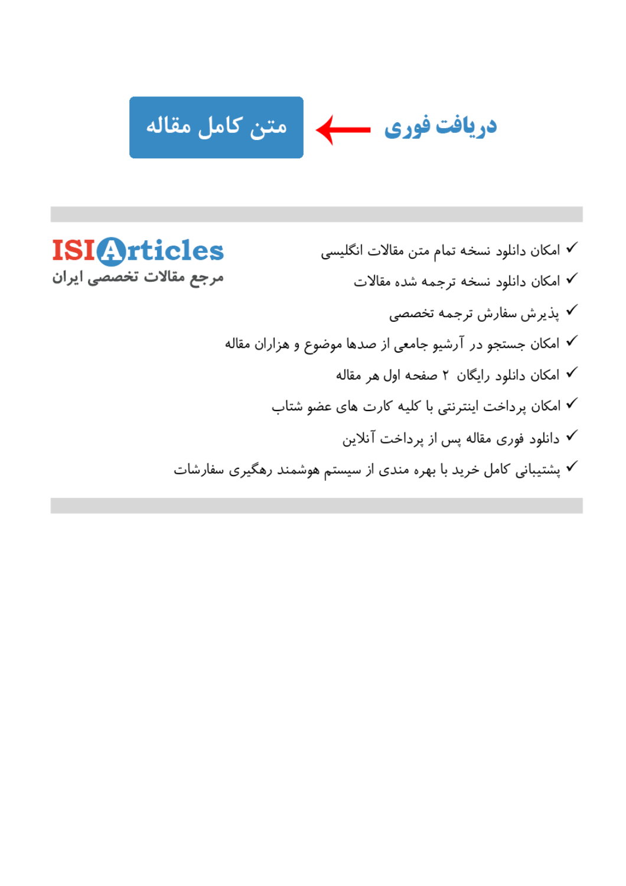دریافت فوری ← متن کامل مقاله

**ISIArticles**
مرجع مقالات تخصصی ایران

- ✓ امکان دانلود نسخه تمام متن مقالات انگلیسی
- ✓ امکان دانلود نسخه ترجمه شده مقالات
- ✓ پذیرش سفارش ترجمه تخصصی
- ✓ امکان جستجو در آرشیو جامعی از صدها موضوع و هزاران مقاله
- ✓ امکان دانلود رایگان ۲ صفحه اول هر مقاله
- ✓ امکان پرداخت اینترنتی با کلیه کارت های عضو شتاب
- ✓ دانلود فوری مقاله پس از پرداخت آنلاین
- ✓ پشتیبانی کامل خرید با بهره مندی از سیستم هوشمند رهگیری سفارشات